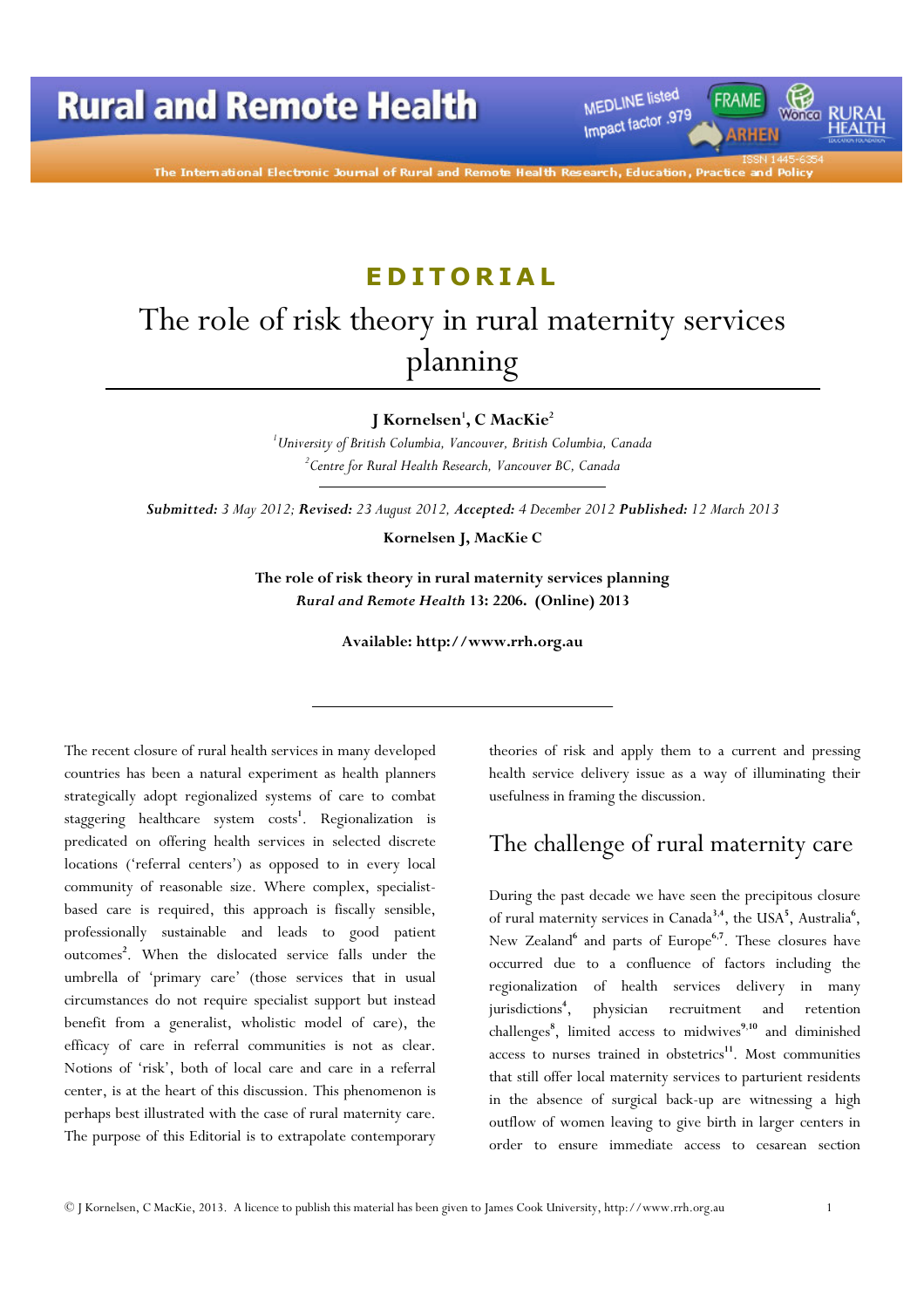**EDITORIAL**

# The role of risk theory in rural maternity services planning

**J Kornelsen[1], C MacKie[2]**

*[1]University of British Columbia, Vancouver, British Columbia, Canada*
*[2]Centre for Rural Health Research, Vancouver BC, Canada*

***Submitted:** 3 May 2012; **Revised:** 23 August 2012, **Accepted:** 4 December 2012 **Published:** 12 March 2013*

**Kornelsen J, MacKie C**

**The role of risk theory in rural maternity services planning**
***Rural and Remote Health* 13: 2206. (Online) 2013**

**Available: http://www.rrh.org.au**

The recent closure of rural health services in many developed countries has been a natural experiment as health planners strategically adopt regionalized systems of care to combat staggering healthcare system costs[1]. Regionalization is predicated on offering health services in selected discrete locations ('referral centers') as opposed to in every local community of reasonable size. Where complex, specialist-based care is required, this approach is fiscally sensible, professionally sustainable and leads to good patient outcomes[2]. When the dislocated service falls under the umbrella of 'primary care' (those services that in usual circumstances do not require specialist support but instead benefit from a generalist, wholistic model of care), the efficacy of care in referral communities is not as clear. Notions of 'risk', both of local care and care in a referral center, is at the heart of this discussion. This phenomenon is perhaps best illustrated with the case of rural maternity care. The purpose of this Editorial is to extrapolate contemporary theories of risk and apply them to a current and pressing health service delivery issue as a way of illuminating their usefulness in framing the discussion.

## The challenge of rural maternity care

During the past decade we have seen the precipitous closure of rural maternity services in Canada[3,4], the USA[5], Australia[6], New Zealand[6] and parts of Europe[6,7]. These closures have occurred due to a confluence of factors including the regionalization of health services delivery in many jurisdictions[4], physician recruitment and retention challenges[8], limited access to midwives[9,10] and diminished access to nurses trained in obstetrics[11]. Most communities that still offer local maternity services to parturient residents in the absence of surgical back-up are witnessing a high outflow of women leaving to give birth in larger centers in order to ensure immediate access to cesarean section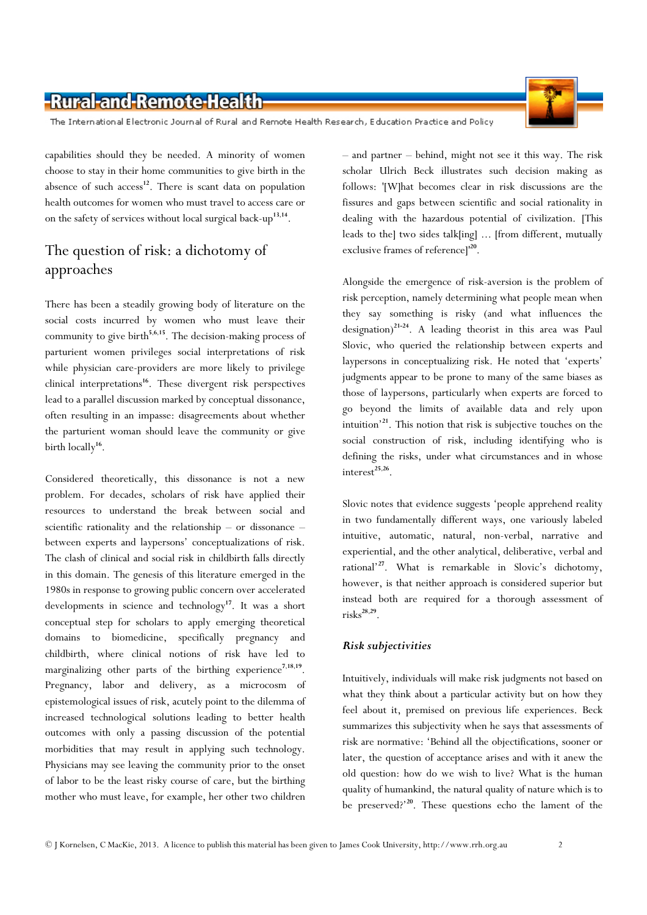capabilities should they be needed. A minority of women choose to stay in their home communities to give birth in the absence of such access[12]. There is scant data on population health outcomes for women who must travel to access care or on the safety of services without local surgical back-up[13,14].

## The question of risk: a dichotomy of approaches

There has been a steadily growing body of literature on the social costs incurred by women who must leave their community to give birth[5,6,15]. The decision-making process of parturient women privileges social interpretations of risk while physician care-providers are more likely to privilege clinical interpretations[16]. These divergent risk perspectives lead to a parallel discussion marked by conceptual dissonance, often resulting in an impasse: disagreements about whether the parturient woman should leave the community or give birth locally[16].

Considered theoretically, this dissonance is not a new problem. For decades, scholars of risk have applied their resources to understand the break between social and scientific rationality and the relationship – or dissonance – between experts and laypersons' conceptualizations of risk. The clash of clinical and social risk in childbirth falls directly in this domain. The genesis of this literature emerged in the 1980s in response to growing public concern over accelerated developments in science and technology[17]. It was a short conceptual step for scholars to apply emerging theoretical domains to biomedicine, specifically pregnancy and childbirth, where clinical notions of risk have led to marginalizing other parts of the birthing experience[7,18,19]. Pregnancy, labor and delivery, as a microcosm of epistemological issues of risk, acutely point to the dilemma of increased technological solutions leading to better health outcomes with only a passing discussion of the potential morbidities that may result in applying such technology. Physicians may see leaving the community prior to the onset of labor to be the least risky course of care, but the birthing mother who must leave, for example, her other two children – and partner – behind, might not see it this way. The risk scholar Ulrich Beck illustrates such decision making as follows: '[W]hat becomes clear in risk discussions are the fissures and gaps between scientific and social rationality in dealing with the hazardous potential of civilization. [This leads to the] two sides talk[ing] … [from different, mutually exclusive frames of reference]'[20].

Alongside the emergence of risk-aversion is the problem of risk perception, namely determining what people mean when they say something is risky (and what influences the designation)[21-24]. A leading theorist in this area was Paul Slovic, who queried the relationship between experts and laypersons in conceptualizing risk. He noted that 'experts' judgments appear to be prone to many of the same biases as those of laypersons, particularly when experts are forced to go beyond the limits of available data and rely upon intuition'[21]. This notion that risk is subjective touches on the social construction of risk, including identifying who is defining the risks, under what circumstances and in whose interest[25,26].

Slovic notes that evidence suggests 'people apprehend reality in two fundamentally different ways, one variously labeled intuitive, automatic, natural, non-verbal, narrative and experiential, and the other analytical, deliberative, verbal and rational'[27]. What is remarkable in Slovic's dichotomy, however, is that neither approach is considered superior but instead both are required for a thorough assessment of risks[28,29].

### *Risk subjectivities*

Intuitively, individuals will make risk judgments not based on what they think about a particular activity but on how they feel about it, premised on previous life experiences. Beck summarizes this subjectivity when he says that assessments of risk are normative: 'Behind all the objectifications, sooner or later, the question of acceptance arises and with it anew the old question: how do we wish to live? What is the human quality of humankind, the natural quality of nature which is to be preserved?'[20]. These questions echo the lament of the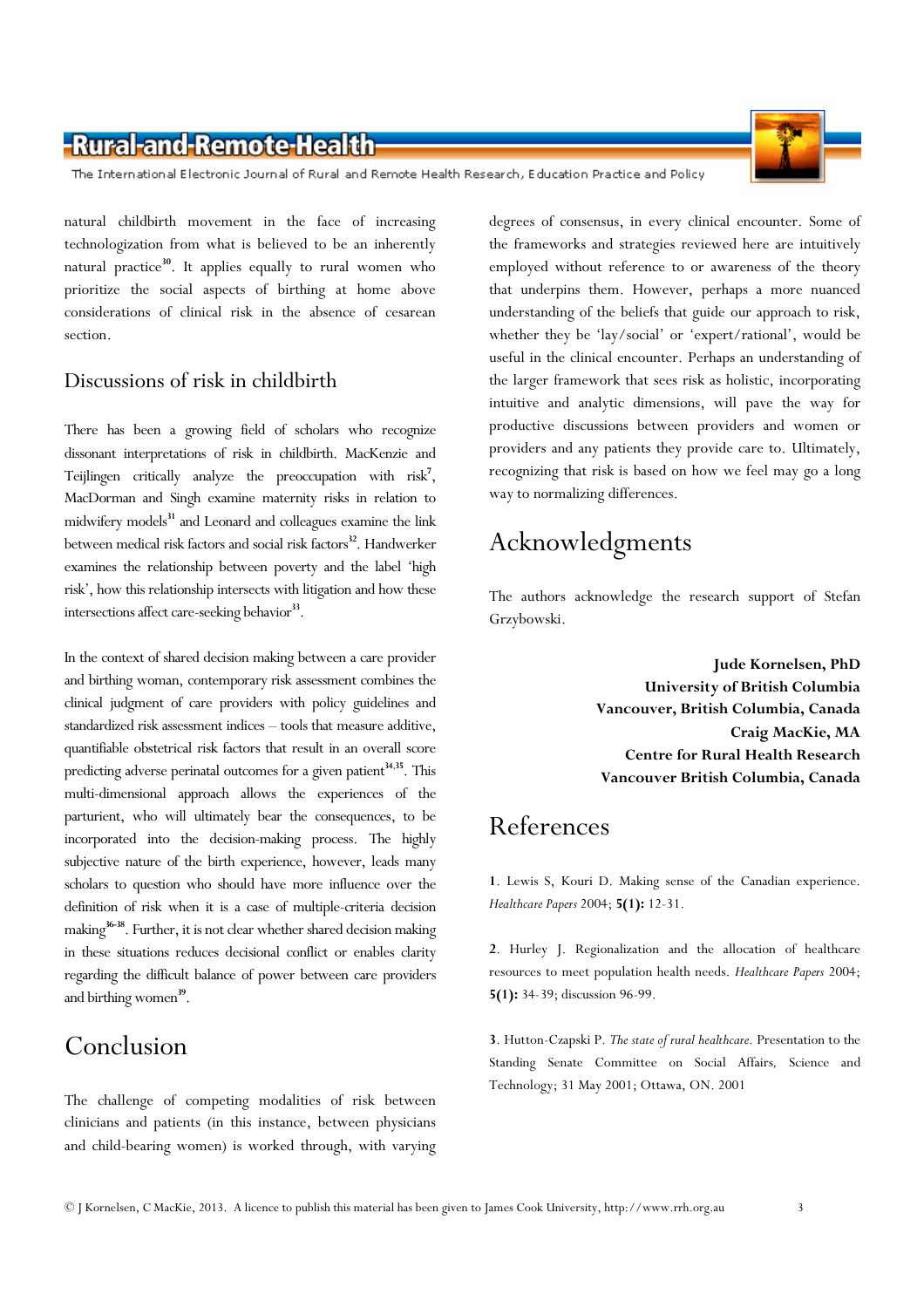natural childbirth movement in the face of increasing technologization from what is believed to be an inherently natural practice[30]. It applies equally to rural women who prioritize the social aspects of birthing at home above considerations of clinical risk in the absence of cesarean section.

## Discussions of risk in childbirth

There has been a growing field of scholars who recognize dissonant interpretations of risk in childbirth. MacKenzie and Teijlingen critically analyze the preoccupation with risk[7], MacDorman and Singh examine maternity risks in relation to midwifery models[31] and Leonard and colleagues examine the link between medical risk factors and social risk factors[32]. Handwerker examines the relationship between poverty and the label 'high risk', how this relationship intersects with litigation and how these intersections affect care-seeking behavior[33].

In the context of shared decision making between a care provider and birthing woman, contemporary risk assessment combines the clinical judgment of care providers with policy guidelines and standardized risk assessment indices – tools that measure additive, quantifiable obstetrical risk factors that result in an overall score predicting adverse perinatal outcomes for a given patient[34,35]. This multi-dimensional approach allows the experiences of the parturient, who will ultimately bear the consequences, to be incorporated into the decision-making process. The highly subjective nature of the birth experience, however, leads many scholars to question who should have more influence over the definition of risk when it is a case of multiple-criteria decision making[36-38]. Further, it is not clear whether shared decision making in these situations reduces decisional conflict or enables clarity regarding the difficult balance of power between care providers and birthing women[39].

## Conclusion

The challenge of competing modalities of risk between clinicians and patients (in this instance, between physicians and child-bearing women) is worked through, with varying degrees of consensus, in every clinical encounter. Some of the frameworks and strategies reviewed here are intuitively employed without reference to or awareness of the theory that underpins them. However, perhaps a more nuanced understanding of the beliefs that guide our approach to risk, whether they be 'lay/social' or 'expert/rational', would be useful in the clinical encounter. Perhaps an understanding of the larger framework that sees risk as holistic, incorporating intuitive and analytic dimensions, will pave the way for productive discussions between providers and women or providers and any patients they provide care to. Ultimately, recognizing that risk is based on how we feel may go a long way to normalizing differences.

## Acknowledgments

The authors acknowledge the research support of Stefan Grzybowski.

**Jude Kornelsen, PhD**
**University of British Columbia**
**Vancouver, British Columbia, Canada**
**Craig MacKie, MA**
**Centre for Rural Health Research**
**Vancouver British Columbia, Canada**

## References

1. Lewis S, Kouri D. Making sense of the Canadian experience. *Healthcare Papers* 2004; **5(1):** 12-31.

2. Hurley J. Regionalization and the allocation of healthcare resources to meet population health needs. *Healthcare Papers* 2004; **5(1):** 34-39; discussion 96-99.

3. Hutton-Czapski P. *The state of rural healthcare*. Presentation to the Standing Senate Committee on Social Affairs, Science and Technology; 31 May 2001; Ottawa, ON. 2001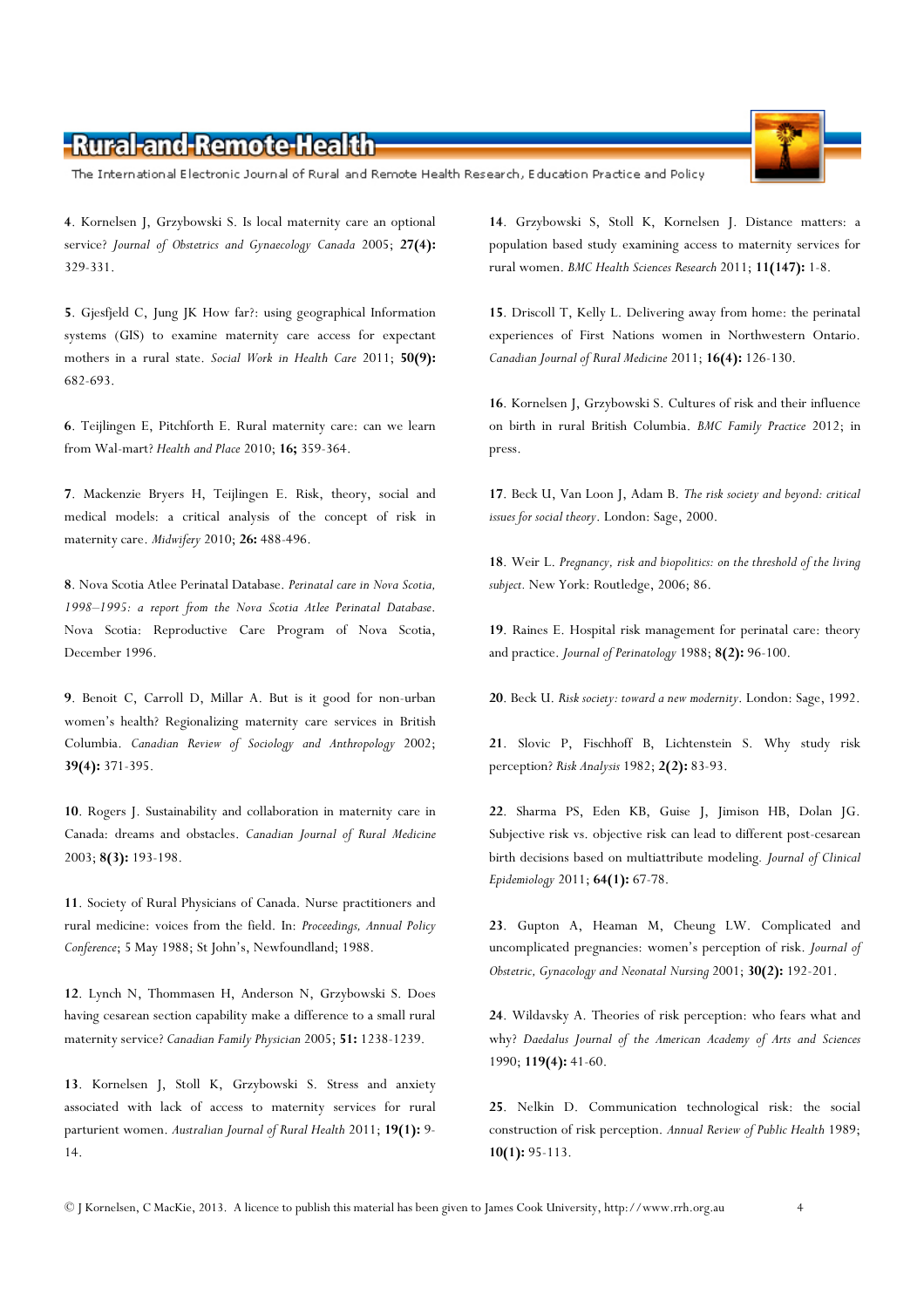**4**. Kornelsen J, Grzybowski S. Is local maternity care an optional service? *Journal of Obstetrics and Gynaecology Canada* 2005; **27(4):** 329-331.

**5**. Gjesfjeld C, Jung JK How far?: using geographical Information systems (GIS) to examine maternity care access for expectant mothers in a rural state. *Social Work in Health Care* 2011; **50(9):** 682-693.

**6**. Teijlingen E, Pitchforth E. Rural maternity care: can we learn from Wal-mart? *Health and Place* 2010; **16;** 359-364.

**7**. Mackenzie Bryers H, Teijlingen E. Risk, theory, social and medical models: a critical analysis of the concept of risk in maternity care. *Midwifery* 2010; **26:** 488-496.

**8**. Nova Scotia Atlee Perinatal Database. *Perinatal care in Nova Scotia, 1998–1995: a report from the Nova Scotia Atlee Perinatal Database*. Nova Scotia: Reproductive Care Program of Nova Scotia, December 1996.

**9**. Benoit C, Carroll D, Millar A. But is it good for non-urban women's health? Regionalizing maternity care services in British Columbia. *Canadian Review of Sociology and Anthropology* 2002; **39(4):** 371-395.

**10**. Rogers J. Sustainability and collaboration in maternity care in Canada: dreams and obstacles. *Canadian Journal of Rural Medicine* 2003; **8(3):** 193-198.

**11**. Society of Rural Physicians of Canada. Nurse practitioners and rural medicine: voices from the field. In: *Proceedings, Annual Policy Conference*; 5 May 1988; St John's, Newfoundland; 1988.

**12**. Lynch N, Thommasen H, Anderson N, Grzybowski S. Does having cesarean section capability make a difference to a small rural maternity service? *Canadian Family Physician* 2005; **51:** 1238-1239.

**13**. Kornelsen J, Stoll K, Grzybowski S. Stress and anxiety associated with lack of access to maternity services for rural parturient women. *Australian Journal of Rural Health* 2011; **19(1):** 9-14.

**14**. Grzybowski S, Stoll K, Kornelsen J. Distance matters: a population based study examining access to maternity services for rural women. *BMC Health Sciences Research* 2011; **11(147):** 1-8.

**15**. Driscoll T, Kelly L. Delivering away from home: the perinatal experiences of First Nations women in Northwestern Ontario. *Canadian Journal of Rural Medicine* 2011; **16(4):** 126-130.

**16**. Kornelsen J, Grzybowski S. Cultures of risk and their influence on birth in rural British Columbia. *BMC Family Practice* 2012; in press.

**17**. Beck U, Van Loon J, Adam B. *The risk society and beyond: critical issues for social theory*. London: Sage, 2000.

**18**. Weir L. *Pregnancy, risk and biopolitics: on the threshold of the living subject*. New York: Routledge, 2006; 86.

**19**. Raines E. Hospital risk management for perinatal care: theory and practice. *Journal of Perinatology* 1988; **8(2):** 96-100.

**20**. Beck U. *Risk society: toward a new modernity*. London: Sage, 1992.

**21**. Slovic P, Fischhoff B, Lichtenstein S. Why study risk perception? *Risk Analysis* 1982; **2(2):** 83-93.

**22**. Sharma PS, Eden KB, Guise J, Jimison HB, Dolan JG. Subjective risk vs. objective risk can lead to different post-cesarean birth decisions based on multiattribute modeling. *Journal of Clinical Epidemiology* 2011; **64(1):** 67-78.

**23**. Gupton A, Heaman M, Cheung LW. Complicated and uncomplicated pregnancies: women's perception of risk. *Journal of Obstetric, Gynacology and Neonatal Nursing* 2001; **30(2):** 192-201.

**24**. Wildavsky A. Theories of risk perception: who fears what and why? *Daedalus Journal of the American Academy of Arts and Sciences* 1990; **119(4):** 41-60.

**25**. Nelkin D. Communication technological risk: the social construction of risk perception. *Annual Review of Public Health* 1989; **10(1):** 95-113.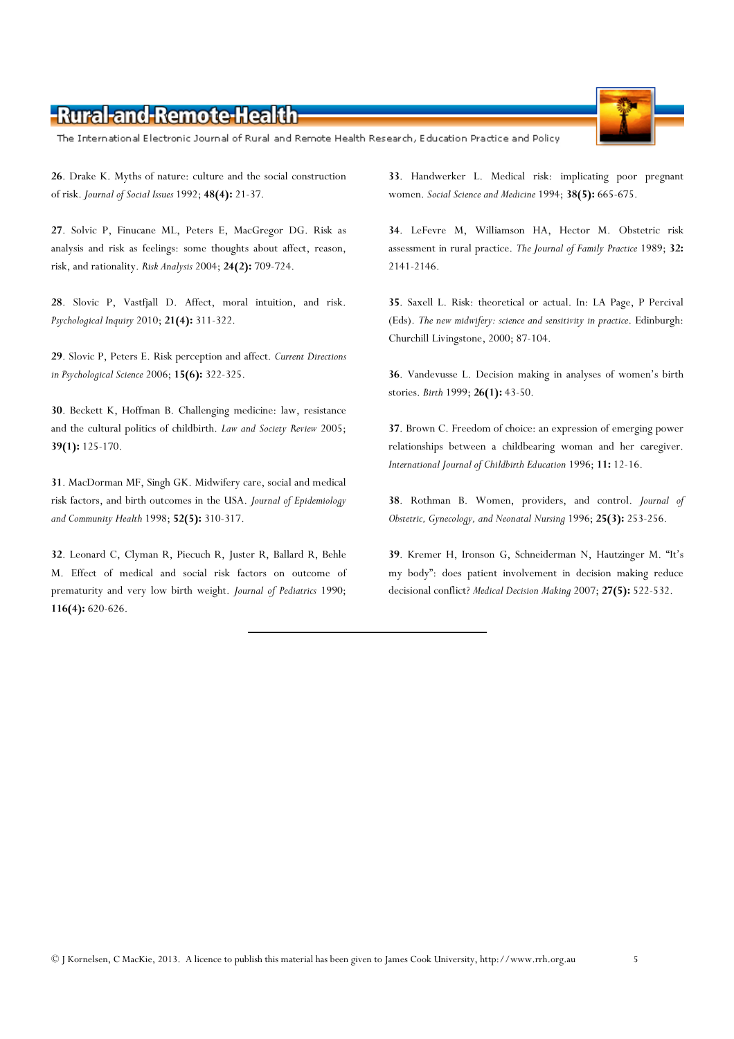**26**. Drake K. Myths of nature: culture and the social construction of risk. *Journal of Social Issues* 1992; **48(4):** 21-37.

**27**. Solvic P, Finucane ML, Peters E, MacGregor DG. Risk as analysis and risk as feelings: some thoughts about affect, reason, risk, and rationality. *Risk Analysis* 2004; **24(2):** 709-724.

**28**. Slovic P, Vastfjall D. Affect, moral intuition, and risk. *Psychological Inquiry* 2010; **21(4):** 311-322.

**29**. Slovic P, Peters E. Risk perception and affect. *Current Directions in Psychological Science* 2006; **15(6):** 322-325.

**30**. Beckett K, Hoffman B. Challenging medicine: law, resistance and the cultural politics of childbirth. *Law and Society Review* 2005; **39(1):** 125-170.

**31**. MacDorman MF, Singh GK. Midwifery care, social and medical risk factors, and birth outcomes in the USA. *Journal of Epidemiology and Community Health* 1998; **52(5):** 310-317.

**32**. Leonard C, Clyman R, Piecuch R, Juster R, Ballard R, Behle M. Effect of medical and social risk factors on outcome of prematurity and very low birth weight. *Journal of Pediatrics* 1990; **116(4):** 620-626.

**33**. Handwerker L. Medical risk: implicating poor pregnant women. *Social Science and Medicine* 1994; **38(5):** 665-675.

**34**. LeFevre M, Williamson HA, Hector M. Obstetric risk assessment in rural practice. *The Journal of Family Practice* 1989; **32:** 2141-2146.

**35**. Saxell L. Risk: theoretical or actual. In: LA Page, P Percival (Eds). *The new midwifery: science and sensitivity in practice*. Edinburgh: Churchill Livingstone, 2000; 87-104.

**36**. Vandevusse L. Decision making in analyses of women's birth stories. *Birth* 1999; **26(1):** 43-50.

**37**. Brown C. Freedom of choice: an expression of emerging power relationships between a childbearing woman and her caregiver. *International Journal of Childbirth Education* 1996; **11:** 12-16.

**38**. Rothman B. Women, providers, and control. *Journal of Obstetric, Gynecology, and Neonatal Nursing* 1996; **25(3):** 253-256.

**39**. Kremer H, Ironson G, Schneiderman N, Hautzinger M. "It's my body": does patient involvement in decision making reduce decisional conflict? *Medical Decision Making* 2007; **27(5):** 522-532.